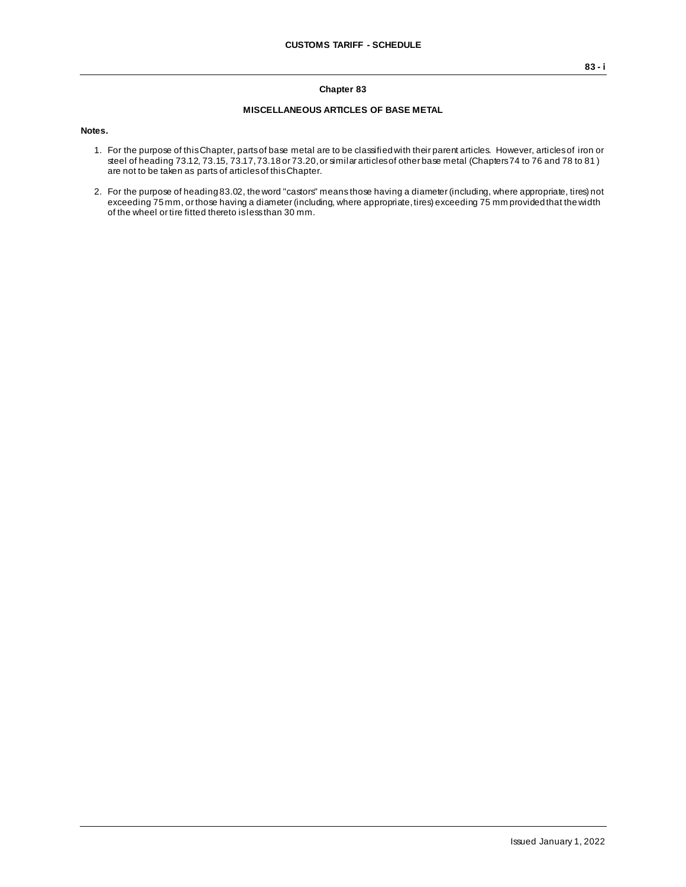# Chapter 83

## MISCELLANEOUS ARTICLES OF BASE METAL

**Notes.**

1. For the purpose of this Chapter, parts of base metal are to be classified with their parent articles. However, articles of iron or steel of heading 73.12, 73.15, 73.17, 73.18 or 73.20, or similar articles of other base metal (Chapters 74 to 76 and 78 to 81) are not to be taken as parts of articles of this Chapter.

2. For the purpose of heading 83.02, the word "castors" means those having a diameter (including, where appropriate, tires) not exceeding 75 mm, or those having a diameter (including, where appropriate, tires) exceeding 75 mm provided that the width of the wheel or tire fitted thereto is less than 30 mm.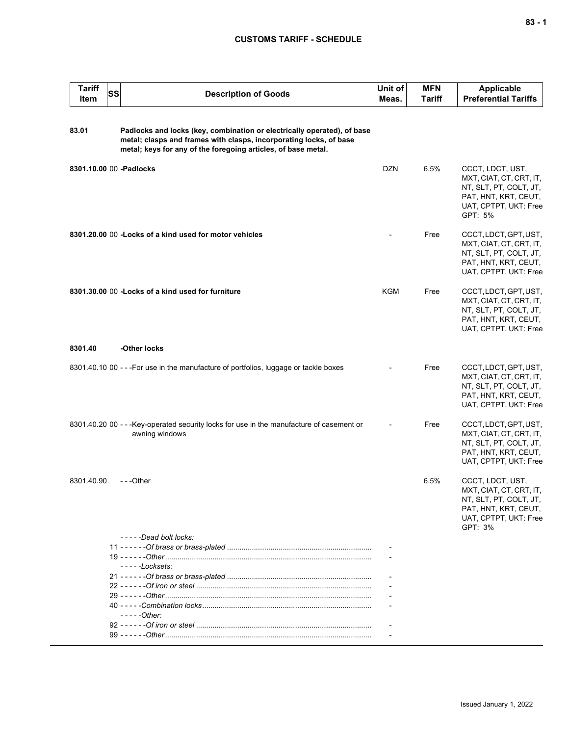## CUSTOMS TARIFF - SCHEDULE

| Tariff Item | SS | Description of Goods | Unit of Meas. | MFN Tariff | Applicable Preferential Tariffs |
|---|---|---|---|---|---|
| **83.01** | | **Padlocks and locks (key, combination or electrically operated), of base metal; clasps and frames with clasps, incorporating locks, of base metal; keys for any of the foregoing articles, of base metal.** | | | |
| **8301.10.00** | 00 | **-Padlocks** | DZN | 6.5% | CCCT, LDCT, UST, MXT, CIAT, CT, CRT, IT, NT, SLT, PT, COLT, JT, PAT, HNT, KRT, CEUT, UAT, CPTPT, UKT: Free<br>GPT: 5% |
| **8301.20.00** | 00 | **-Locks of a kind used for motor vehicles** | - | Free | CCCT, LDCT, GPT, UST, MXT, CIAT, CT, CRT, IT, NT, SLT, PT, COLT, JT, PAT, HNT, KRT, CEUT, UAT, CPTPT, UKT: Free |
| **8301.30.00** | 00 | **-Locks of a kind used for furniture** | KGM | Free | CCCT, LDCT, GPT, UST, MXT, CIAT, CT, CRT, IT, NT, SLT, PT, COLT, JT, PAT, HNT, KRT, CEUT, UAT, CPTPT, UKT: Free |
| **8301.40** | | **-Other locks** | | | |
| 8301.40.10 | 00 | - - -For use in the manufacture of portfolios, luggage or tackle boxes | - | Free | CCCT, LDCT, GPT, UST, MXT, CIAT, CT, CRT, IT, NT, SLT, PT, COLT, JT, PAT, HNT, KRT, CEUT, UAT, CPTPT, UKT: Free |
| 8301.40.20 | 00 | - - -Key-operated security locks for use in the manufacture of casement or awning windows | - | Free | CCCT, LDCT, GPT, UST, MXT, CIAT, CT, CRT, IT, NT, SLT, PT, COLT, JT, PAT, HNT, KRT, CEUT, UAT, CPTPT, UKT: Free |
| 8301.40.90 | | - - -Other | | 6.5% | CCCT, LDCT, UST, MXT, CIAT, CT, CRT, IT, NT, SLT, PT, COLT, JT, PAT, HNT, KRT, CEUT, UAT, CPTPT, UKT: Free<br>GPT: 3% |
| | | *- - - - -Dead bolt locks:* | | | |
| | 11 | *- - - - - -Of brass or brass-plated* | - | | |
| | 19 | *- - - - - -Other* | - | | |
| | | *- - - - -Locksets:* | | | |
| | 21 | *- - - - - -Of brass or brass-plated* | - | | |
| | 22 | *- - - - - -Of iron or steel* | - | | |
| | 29 | *- - - - - -Other* | - | | |
| | 40 | *- - - - -Combination locks* | - | | |
| | | *- - - - -Other:* | | | |
| | 92 | *- - - - - -Of iron or steel* | - | | |
| | 99 | *- - - - - -Other* | - | | |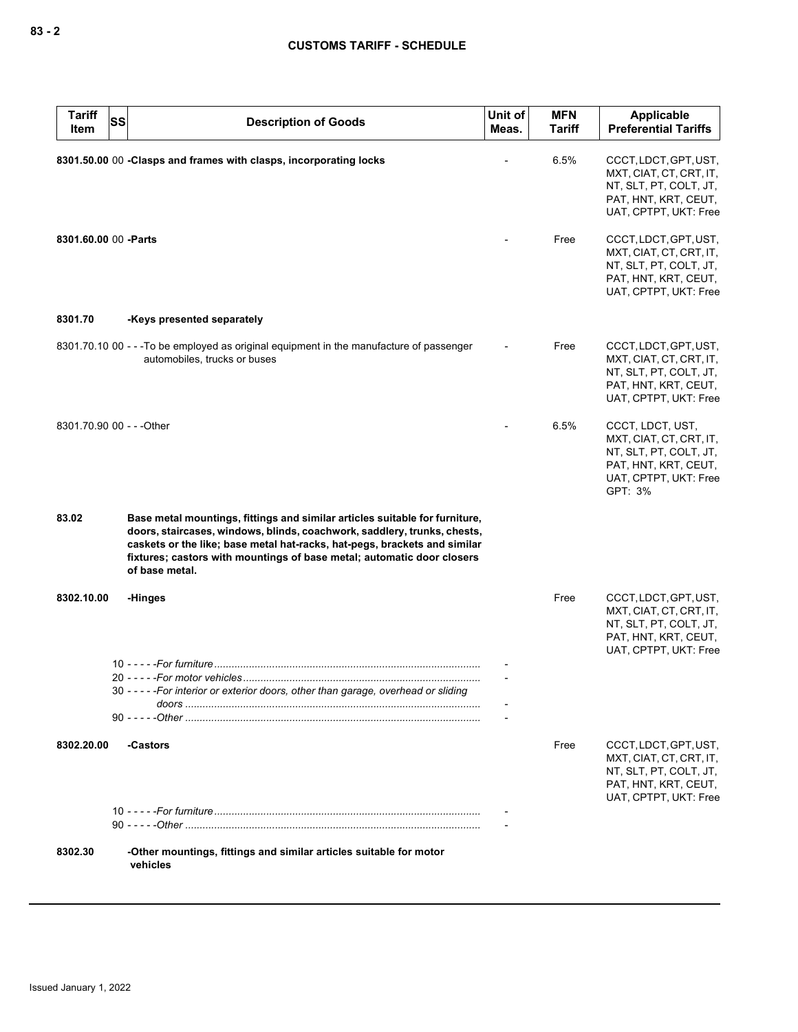| Tariff Item | SS | Description of Goods | Unit of Meas. | MFN Tariff | Applicable Preferential Tariffs |
|---|---|---|---|---|---|
| **8301.50.00** | 00 | **-Clasps and frames with clasps, incorporating locks** | - | 6.5% | CCCT, LDCT, GPT, UST, MXT, CIAT, CT, CRT, IT, NT, SLT, PT, COLT, JT, PAT, HNT, KRT, CEUT, UAT, CPTPT, UKT: Free |
| **8301.60.00** | 00 | **-Parts** | - | Free | CCCT, LDCT, GPT, UST, MXT, CIAT, CT, CRT, IT, NT, SLT, PT, COLT, JT, PAT, HNT, KRT, CEUT, UAT, CPTPT, UKT: Free |
| **8301.70** | | **-Keys presented separately** | | | |
| 8301.70.10 | 00 | - - -To be employed as original equipment in the manufacture of passenger automobiles, trucks or buses | - | Free | CCCT, LDCT, GPT, UST, MXT, CIAT, CT, CRT, IT, NT, SLT, PT, COLT, JT, PAT, HNT, KRT, CEUT, UAT, CPTPT, UKT: Free |
| 8301.70.90 | 00 | - - -Other | - | 6.5% | CCCT, LDCT, UST, MXT, CIAT, CT, CRT, IT, NT, SLT, PT, COLT, JT, PAT, HNT, KRT, CEUT, UAT, CPTPT, UKT: Free<br>GPT: 3% |
| **83.02** | | **Base metal mountings, fittings and similar articles suitable for furniture, doors, staircases, windows, blinds, coachwork, saddlery, trunks, chests, caskets or the like; base metal hat-racks, hat-pegs, brackets and similar fixtures; castors with mountings of base metal; automatic door closers of base metal.** | | | |
| **8302.10.00** | | **-Hinges** | | Free | CCCT, LDCT, GPT, UST, MXT, CIAT, CT, CRT, IT, NT, SLT, PT, COLT, JT, PAT, HNT, KRT, CEUT, UAT, CPTPT, UKT: Free |
| | 10 | - - - - -*For furniture* | - | | |
| | 20 | - - - - -*For motor vehicles* | - | | |
| | 30 | - - - - -*For interior or exterior doors, other than garage, overhead or sliding doors* | - | | |
| | 90 | - - - - -*Other* | - | | |
| **8302.20.00** | | **-Castors** | | Free | CCCT, LDCT, GPT, UST, MXT, CIAT, CT, CRT, IT, NT, SLT, PT, COLT, JT, PAT, HNT, KRT, CEUT, UAT, CPTPT, UKT: Free |
| | 10 | - - - - -*For furniture* | - | | |
| | 90 | - - - - -*Other* | - | | |
| **8302.30** | | **-Other mountings, fittings and similar articles suitable for motor vehicles** | | | |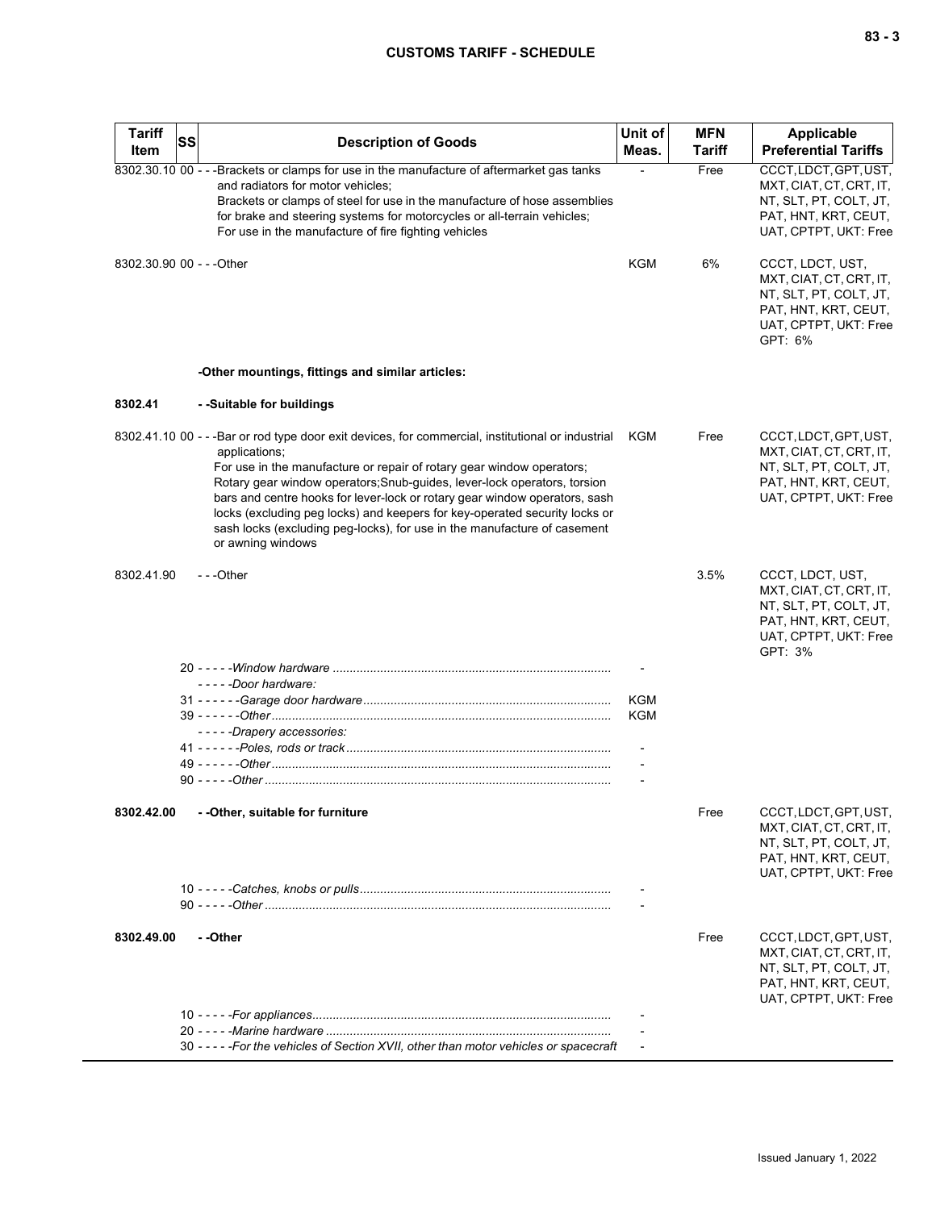| Tariff Item | SS | Description of Goods | Unit of Meas. | MFN Tariff | Applicable Preferential Tariffs |
|---|---|---|---|---|---|
| 8302.30.10 | 00 | - - -Brackets or clamps for use in the manufacture of aftermarket gas tanks and radiators for motor vehicles;<br>Brackets or clamps of steel for use in the manufacture of hose assemblies for brake and steering systems for motorcycles or all-terrain vehicles;<br>For use in the manufacture of fire fighting vehicles | - | Free | CCCT, LDCT, GPT, UST, MXT, CIAT, CT, CRT, IT, NT, SLT, PT, COLT, JT, PAT, HNT, KRT, CEUT, UAT, CPTPT, UKT: Free |
| 8302.30.90 | 00 | - - -Other | KGM | 6% | CCCT, LDCT, UST, MXT, CIAT, CT, CRT, IT, NT, SLT, PT, COLT, JT, PAT, HNT, KRT, CEUT, UAT, CPTPT, UKT: Free<br>GPT: 6% |
| | | **-Other mountings, fittings and similar articles:** | | | |
| **8302.41** | | **- -Suitable for buildings** | | | |
| 8302.41.10 | 00 | - - -Bar or rod type door exit devices, for commercial, institutional or industrial applications;<br>For use in the manufacture or repair of rotary gear window operators;<br>Rotary gear window operators;Snub-guides, lever-lock operators, torsion bars and centre hooks for lever-lock or rotary gear window operators, sash locks (excluding peg locks) and keepers for key-operated security locks or sash locks (excluding peg-locks), for use in the manufacture of casement or awning windows | KGM | Free | CCCT, LDCT, GPT, UST, MXT, CIAT, CT, CRT, IT, NT, SLT, PT, COLT, JT, PAT, HNT, KRT, CEUT, UAT, CPTPT, UKT: Free |
| 8302.41.90 | | - - -Other | | 3.5% | CCCT, LDCT, UST, MXT, CIAT, CT, CRT, IT, NT, SLT, PT, COLT, JT, PAT, HNT, KRT, CEUT, UAT, CPTPT, UKT: Free<br>GPT: 3% |
| | 20 | - - - - -*Window hardware* | - | | |
| | | - - - - -*Door hardware:* | | | |
| | 31 | - - - - - -*Garage door hardware* | KGM | | |
| | 39 | - - - - - -*Other* | KGM | | |
| | | - - - - -*Drapery accessories:* | | | |
| | 41 | - - - - - -*Poles, rods or track* | - | | |
| | 49 | - - - - - -*Other* | - | | |
| | 90 | - - - - -*Other* | - | | |
| **8302.42.00** | | **- -Other, suitable for furniture** | | Free | CCCT, LDCT, GPT, UST, MXT, CIAT, CT, CRT, IT, NT, SLT, PT, COLT, JT, PAT, HNT, KRT, CEUT, UAT, CPTPT, UKT: Free |
| | 10 | - - - - -*Catches, knobs or pulls* | - | | |
| | 90 | - - - - -*Other* | - | | |
| **8302.49.00** | | **- -Other** | | Free | CCCT, LDCT, GPT, UST, MXT, CIAT, CT, CRT, IT, NT, SLT, PT, COLT, JT, PAT, HNT, KRT, CEUT, UAT, CPTPT, UKT: Free |
| | 10 | - - - - -*For appliances* | - | | |
| | 20 | - - - - -*Marine hardware* | - | | |
| | 30 | - - - - -*For the vehicles of Section XVII, other than motor vehicles or spacecraft* | - | | |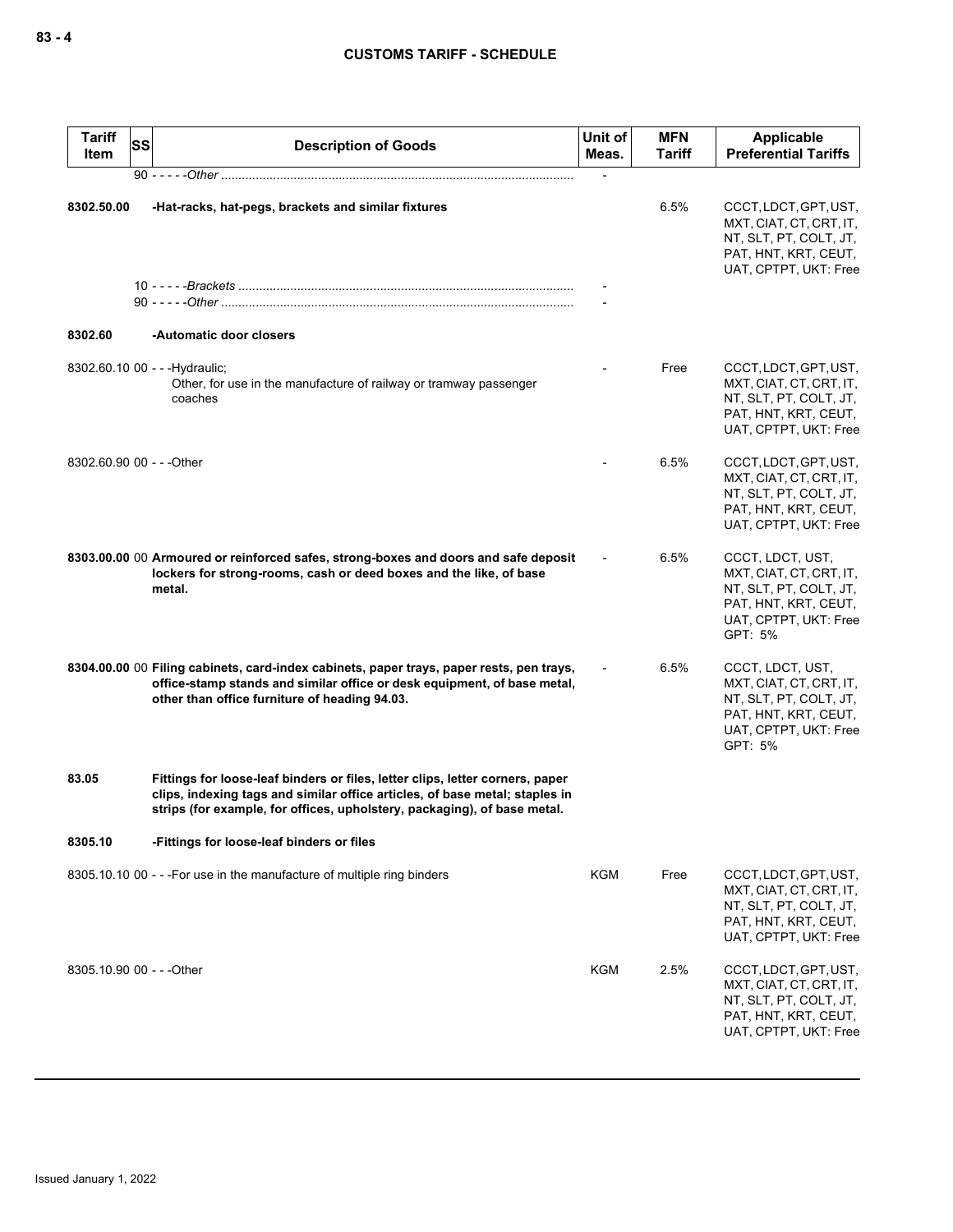| Tariff Item | SS | Description of Goods | Unit of Meas. | MFN Tariff | Applicable Preferential Tariffs |
|---|---|---|---|---|---|
| | | 90 - - - - -*Other* | - | | |
| 8302.50.00 | | **-Hat-racks, hat-pegs, brackets and similar fixtures** | | 6.5% | CCCT, LDCT, GPT, UST, MXT, CIAT, CT, CRT, IT, NT, SLT, PT, COLT, JT, PAT, HNT, KRT, CEUT, UAT, CPTPT, UKT: Free |
| | | 10 - - - - -*Brackets* | - | | |
| | | 90 - - - - -*Other* | - | | |
| 8302.60 | | **-Automatic door closers** | | | |
| 8302.60.10 | 00 | - - -Hydraulic;<br>Other, for use in the manufacture of railway or tramway passenger coaches | - | Free | CCCT, LDCT, GPT, UST, MXT, CIAT, CT, CRT, IT, NT, SLT, PT, COLT, JT, PAT, HNT, KRT, CEUT, UAT, CPTPT, UKT: Free |
| 8302.60.90 | 00 | - - -Other | - | 6.5% | CCCT, LDCT, GPT, UST, MXT, CIAT, CT, CRT, IT, NT, SLT, PT, COLT, JT, PAT, HNT, KRT, CEUT, UAT, CPTPT, UKT: Free |
| 8303.00.00 | 00 | **Armoured or reinforced safes, strong-boxes and doors and safe deposit lockers for strong-rooms, cash or deed boxes and the like, of base metal.** | - | 6.5% | CCCT, LDCT, UST, MXT, CIAT, CT, CRT, IT, NT, SLT, PT, COLT, JT, PAT, HNT, KRT, CEUT, UAT, CPTPT, UKT: Free<br>GPT: 5% |
| 8304.00.00 | 00 | **Filing cabinets, card-index cabinets, paper trays, paper rests, pen trays, office-stamp stands and similar office or desk equipment, of base metal, other than office furniture of heading 94.03.** | - | 6.5% | CCCT, LDCT, UST, MXT, CIAT, CT, CRT, IT, NT, SLT, PT, COLT, JT, PAT, HNT, KRT, CEUT, UAT, CPTPT, UKT: Free<br>GPT: 5% |
| 83.05 | | **Fittings for loose-leaf binders or files, letter clips, letter corners, paper clips, indexing tags and similar office articles, of base metal; staples in strips (for example, for offices, upholstery, packaging), of base metal.** | | | |
| 8305.10 | | **-Fittings for loose-leaf binders or files** | | | |
| 8305.10.10 | 00 | - - -For use in the manufacture of multiple ring binders | KGM | Free | CCCT, LDCT, GPT, UST, MXT, CIAT, CT, CRT, IT, NT, SLT, PT, COLT, JT, PAT, HNT, KRT, CEUT, UAT, CPTPT, UKT: Free |
| 8305.10.90 | 00 | - - -Other | KGM | 2.5% | CCCT, LDCT, GPT, UST, MXT, CIAT, CT, CRT, IT, NT, SLT, PT, COLT, JT, PAT, HNT, KRT, CEUT, UAT, CPTPT, UKT: Free |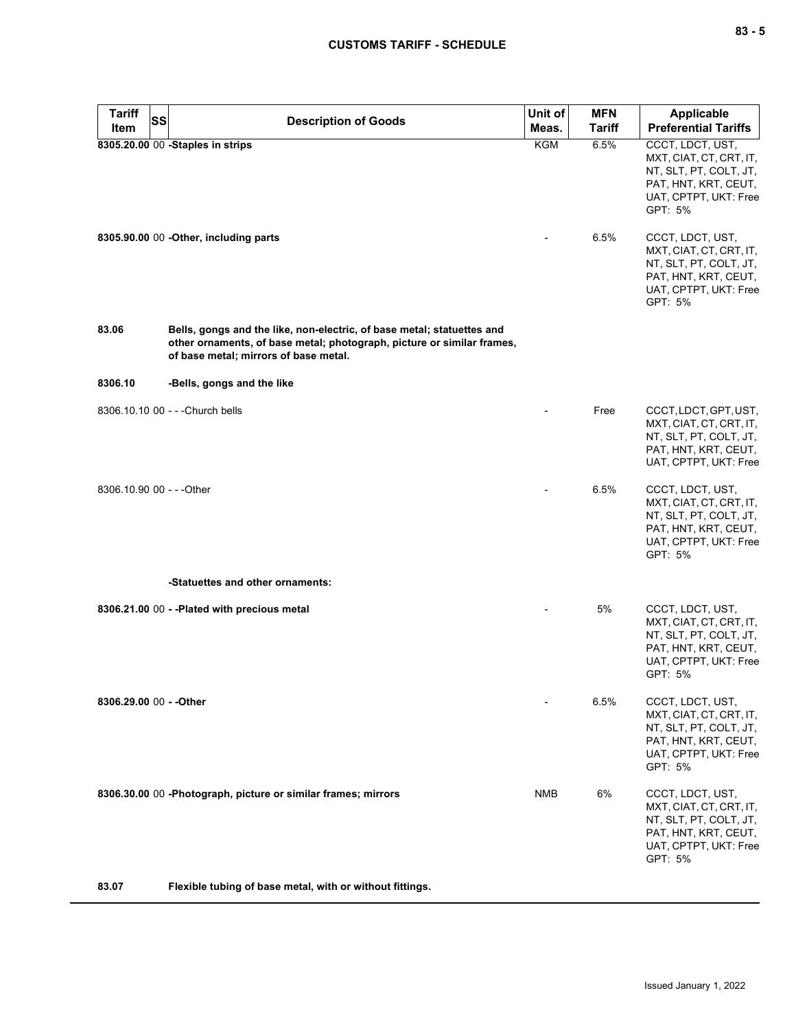| Tariff Item | SS | Description of Goods | Unit of Meas. | MFN Tariff | Applicable Preferential Tariffs |
|---|---|---|---|---|---|
| **8305.20.00** | 00 | **-Staples in strips** | KGM | 6.5% | CCCT, LDCT, UST, MXT, CIAT, CT, CRT, IT, NT, SLT, PT, COLT, JT, PAT, HNT, KRT, CEUT, UAT, CPTPT, UKT: Free<br>GPT: 5% |
| **8305.90.00** | 00 | **-Other, including parts** | - | 6.5% | CCCT, LDCT, UST, MXT, CIAT, CT, CRT, IT, NT, SLT, PT, COLT, JT, PAT, HNT, KRT, CEUT, UAT, CPTPT, UKT: Free<br>GPT: 5% |
| **83.06** | | **Bells, gongs and the like, non-electric, of base metal; statuettes and other ornaments, of base metal; photograph, picture or similar frames, of base metal; mirrors of base metal.** | | | |
| **8306.10** | | **-Bells, gongs and the like** | | | |
| 8306.10.10 | 00 | - - -Church bells | - | Free | CCCT, LDCT, GPT, UST, MXT, CIAT, CT, CRT, IT, NT, SLT, PT, COLT, JT, PAT, HNT, KRT, CEUT, UAT, CPTPT, UKT: Free |
| 8306.10.90 | 00 | - - -Other | - | 6.5% | CCCT, LDCT, UST, MXT, CIAT, CT, CRT, IT, NT, SLT, PT, COLT, JT, PAT, HNT, KRT, CEUT, UAT, CPTPT, UKT: Free<br>GPT: 5% |
| | | **-Statuettes and other ornaments:** | | | |
| **8306.21.00** | 00 | **- -Plated with precious metal** | - | 5% | CCCT, LDCT, UST, MXT, CIAT, CT, CRT, IT, NT, SLT, PT, COLT, JT, PAT, HNT, KRT, CEUT, UAT, CPTPT, UKT: Free<br>GPT: 5% |
| **8306.29.00** | 00 | **- -Other** | - | 6.5% | CCCT, LDCT, UST, MXT, CIAT, CT, CRT, IT, NT, SLT, PT, COLT, JT, PAT, HNT, KRT, CEUT, UAT, CPTPT, UKT: Free<br>GPT: 5% |
| **8306.30.00** | 00 | **-Photograph, picture or similar frames; mirrors** | NMB | 6% | CCCT, LDCT, UST, MXT, CIAT, CT, CRT, IT, NT, SLT, PT, COLT, JT, PAT, HNT, KRT, CEUT, UAT, CPTPT, UKT: Free<br>GPT: 5% |
| **83.07** | | **Flexible tubing of base metal, with or without fittings.** | | | |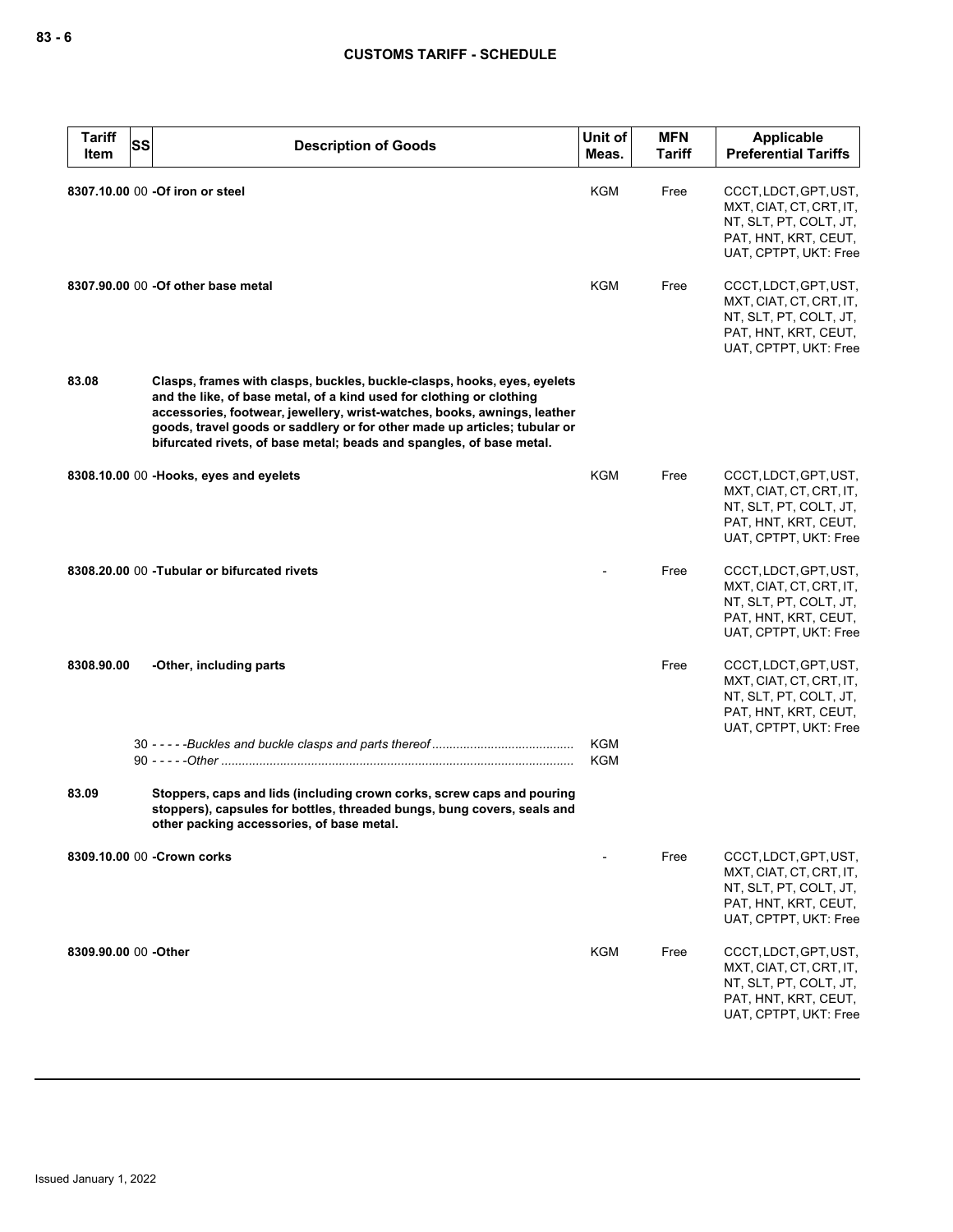| Tariff Item | SS | Description of Goods | Unit of Meas. | MFN Tariff | Applicable Preferential Tariffs |
|---|---|---|---|---|---|
| 8307.10.00 | 00 | **-Of iron or steel** | KGM | Free | CCCT, LDCT, GPT, UST, MXT, CIAT, CT, CRT, IT, NT, SLT, PT, COLT, JT, PAT, HNT, KRT, CEUT, UAT, CPTPT, UKT: Free |
| 8307.90.00 | 00 | **-Of other base metal** | KGM | Free | CCCT, LDCT, GPT, UST, MXT, CIAT, CT, CRT, IT, NT, SLT, PT, COLT, JT, PAT, HNT, KRT, CEUT, UAT, CPTPT, UKT: Free |
| 83.08 | | **Clasps, frames with clasps, buckles, buckle-clasps, hooks, eyes, eyelets and the like, of base metal, of a kind used for clothing or clothing accessories, footwear, jewellery, wrist-watches, books, awnings, leather goods, travel goods or saddlery or for other made up articles; tubular or bifurcated rivets, of base metal; beads and spangles, of base metal.** | | | |
| 8308.10.00 | 00 | **-Hooks, eyes and eyelets** | KGM | Free | CCCT, LDCT, GPT, UST, MXT, CIAT, CT, CRT, IT, NT, SLT, PT, COLT, JT, PAT, HNT, KRT, CEUT, UAT, CPTPT, UKT: Free |
| 8308.20.00 | 00 | **-Tubular or bifurcated rivets** | - | Free | CCCT, LDCT, GPT, UST, MXT, CIAT, CT, CRT, IT, NT, SLT, PT, COLT, JT, PAT, HNT, KRT, CEUT, UAT, CPTPT, UKT: Free |
| 8308.90.00 | | **-Other, including parts** | | Free | CCCT, LDCT, GPT, UST, MXT, CIAT, CT, CRT, IT, NT, SLT, PT, COLT, JT, PAT, HNT, KRT, CEUT, UAT, CPTPT, UKT: Free |
| | 30 | - - - - -*Buckles and buckle clasps and parts thereof* | KGM | | |
| | 90 | - - - - -*Other* | KGM | | |
| 83.09 | | **Stoppers, caps and lids (including crown corks, screw caps and pouring stoppers), capsules for bottles, threaded bungs, bung covers, seals and other packing accessories, of base metal.** | | | |
| 8309.10.00 | 00 | **-Crown corks** | - | Free | CCCT, LDCT, GPT, UST, MXT, CIAT, CT, CRT, IT, NT, SLT, PT, COLT, JT, PAT, HNT, KRT, CEUT, UAT, CPTPT, UKT: Free |
| 8309.90.00 | 00 | **-Other** | KGM | Free | CCCT, LDCT, GPT, UST, MXT, CIAT, CT, CRT, IT, NT, SLT, PT, COLT, JT, PAT, HNT, KRT, CEUT, UAT, CPTPT, UKT: Free |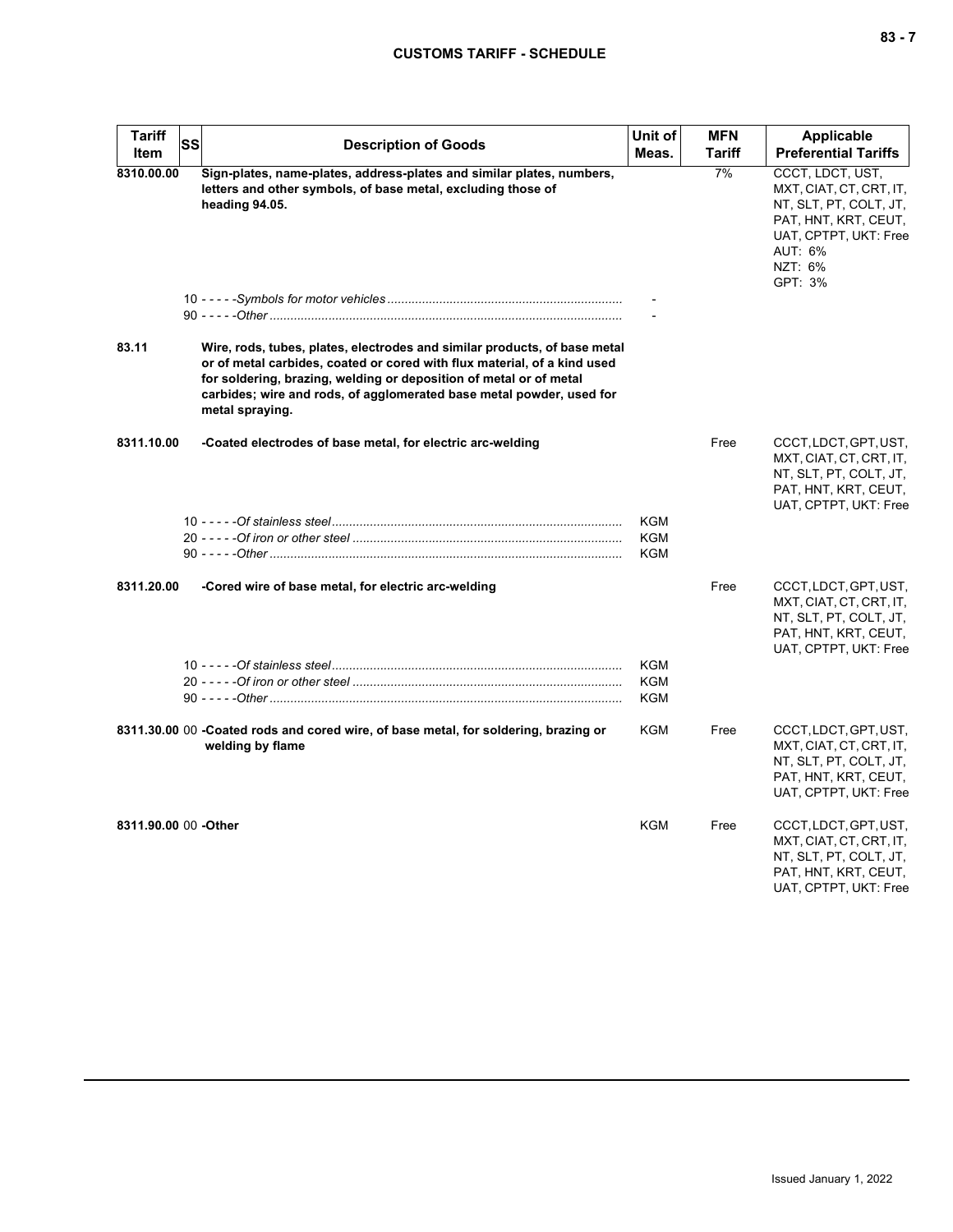| Tariff Item | SS | Description of Goods | Unit of Meas. | MFN Tariff | Applicable Preferential Tariffs |
|---|---|---|---|---|---|
| 8310.00.00 | | **Sign-plates, name-plates, address-plates and similar plates, numbers, letters and other symbols, of base metal, excluding those of heading 94.05.** | | 7% | CCCT, LDCT, UST, MXT, CIAT, CT, CRT, IT, NT, SLT, PT, COLT, JT, PAT, HNT, KRT, CEUT, UAT, CPTPT, UKT: Free<br>AUT: 6%<br>NZT: 6%<br>GPT: 3% |
| | 10 | - - - - -*Symbols for motor vehicles* | - | | |
| | 90 | - - - - -*Other* | - | | |
| 83.11 | | **Wire, rods, tubes, plates, electrodes and similar products, of base metal or of metal carbides, coated or cored with flux material, of a kind used for soldering, brazing, welding or deposition of metal or of metal carbides; wire and rods, of agglomerated base metal powder, used for metal spraying.** | | | |
| 8311.10.00 | | **-Coated electrodes of base metal, for electric arc-welding** | | Free | CCCT, LDCT, GPT, UST, MXT, CIAT, CT, CRT, IT, NT, SLT, PT, COLT, JT, PAT, HNT, KRT, CEUT, UAT, CPTPT, UKT: Free |
| | 10 | - - - - -*Of stainless steel* | KGM | | |
| | 20 | - - - - -*Of iron or other steel* | KGM | | |
| | 90 | - - - - -*Other* | KGM | | |
| 8311.20.00 | | **-Cored wire of base metal, for electric arc-welding** | | Free | CCCT, LDCT, GPT, UST, MXT, CIAT, CT, CRT, IT, NT, SLT, PT, COLT, JT, PAT, HNT, KRT, CEUT, UAT, CPTPT, UKT: Free |
| | 10 | - - - - -*Of stainless steel* | KGM | | |
| | 20 | - - - - -*Of iron or other steel* | KGM | | |
| | 90 | - - - - -*Other* | KGM | | |
| 8311.30.00 | 00 | **-Coated rods and cored wire, of base metal, for soldering, brazing or welding by flame** | KGM | Free | CCCT, LDCT, GPT, UST, MXT, CIAT, CT, CRT, IT, NT, SLT, PT, COLT, JT, PAT, HNT, KRT, CEUT, UAT, CPTPT, UKT: Free |
| 8311.90.00 | 00 | **-Other** | KGM | Free | CCCT, LDCT, GPT, UST, MXT, CIAT, CT, CRT, IT, NT, SLT, PT, COLT, JT, PAT, HNT, KRT, CEUT, UAT, CPTPT, UKT: Free |